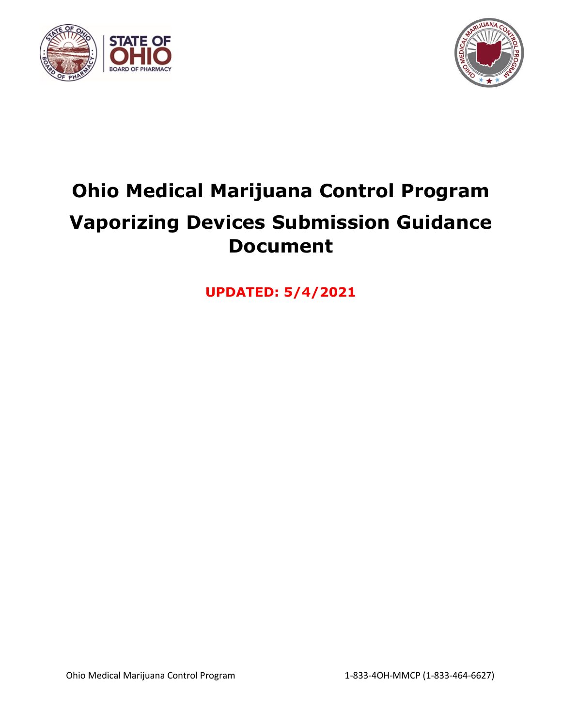# Ohio Medical Marijuana Control Program

# Vaporizing Devices Submission Guidance Document

**UPDATED: 5/4/2021**

Ohio Medical Marijuana Control Program 1-833-4OH-MMCP (1-833-464-6627)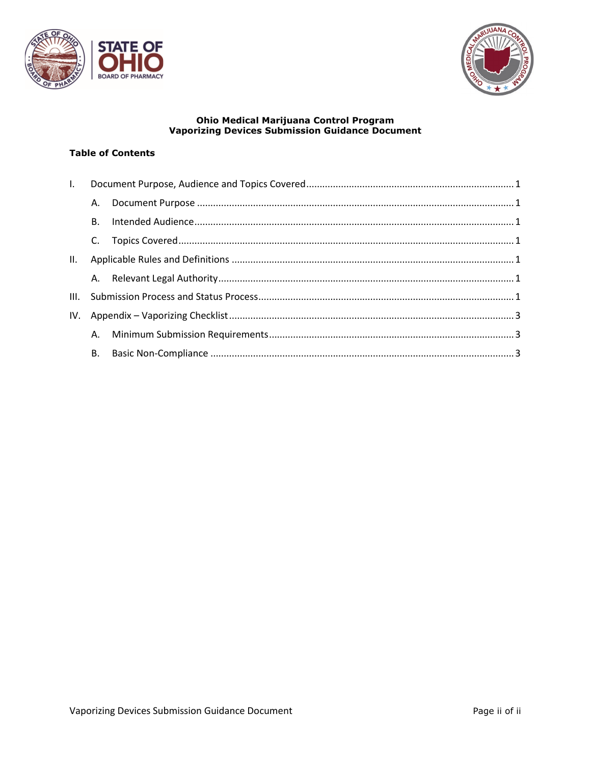**Ohio Medical Marijuana Control Program**
**Vaporizing Devices Submission Guidance Document**

**Table of Contents**

I. Document Purpose, Audience and Topics Covered ........................................................................ 1

  A. Document Purpose ..................................................................................................... 1

  B. Intended Audience ...................................................................................................... 1

  C. Topics Covered ........................................................................................................... 1

II. Applicable Rules and Definitions ........................................................................................ 1

  A. Relevant Legal Authority ............................................................................................ 1

III. Submission Process and Status Process ............................................................................. 1

IV. Appendix – Vaporizing Checklist ........................................................................................ 3

  A. Minimum Submission Requirements ........................................................................... 3

  B. Basic Non-Compliance ................................................................................................ 3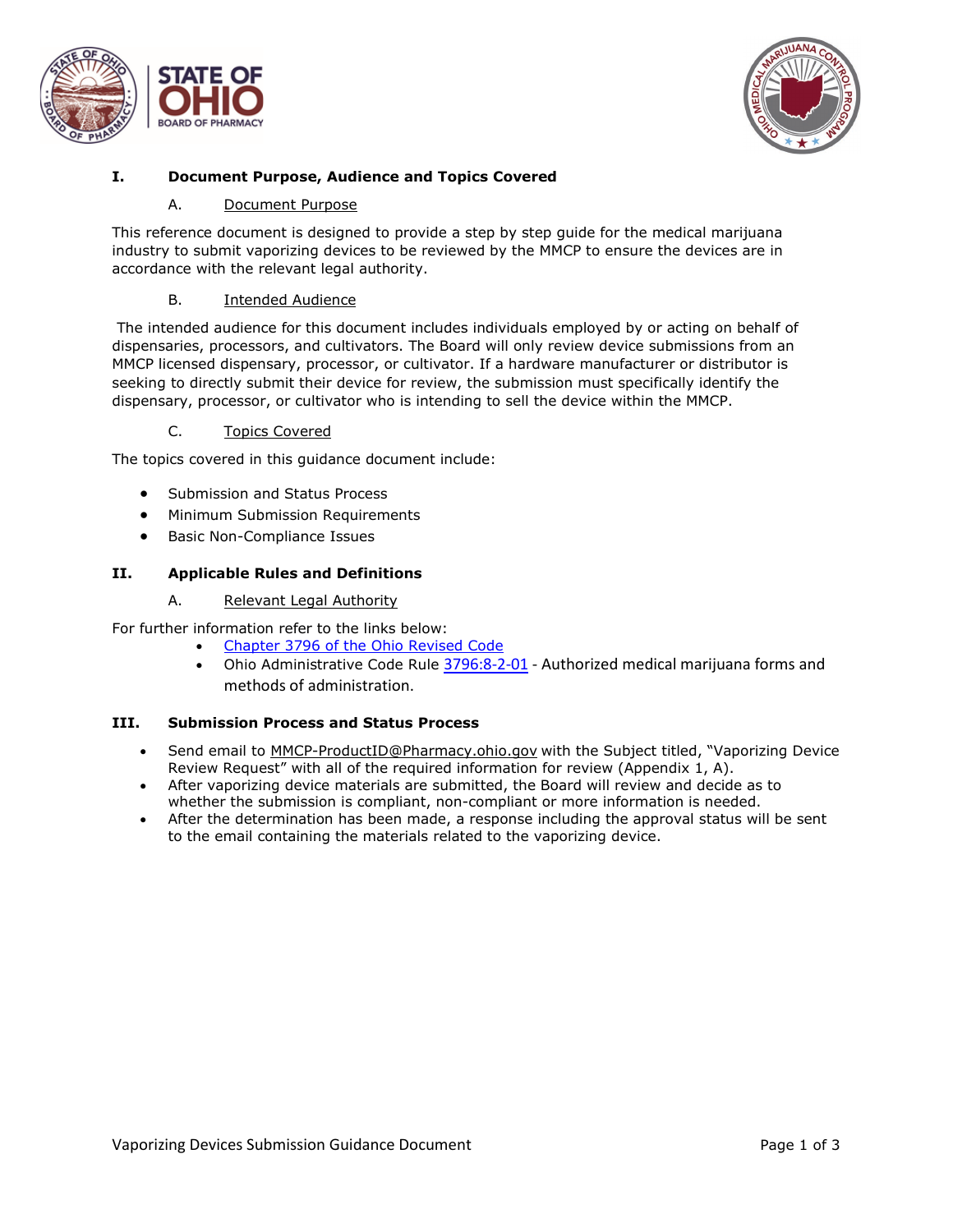## I. Document Purpose, Audience and Topics Covered

### A. Document Purpose

This reference document is designed to provide a step by step guide for the medical marijuana industry to submit vaporizing devices to be reviewed by the MMCP to ensure the devices are in accordance with the relevant legal authority.

### B. Intended Audience

The intended audience for this document includes individuals employed by or acting on behalf of dispensaries, processors, and cultivators. The Board will only review device submissions from an MMCP licensed dispensary, processor, or cultivator. If a hardware manufacturer or distributor is seeking to directly submit their device for review, the submission must specifically identify the dispensary, processor, or cultivator who is intending to sell the device within the MMCP.

### C. Topics Covered

The topics covered in this guidance document include:

- Submission and Status Process
- Minimum Submission Requirements
- Basic Non-Compliance Issues

## II. Applicable Rules and Definitions

### A. Relevant Legal Authority

For further information refer to the links below:

- Chapter 3796 of the Ohio Revised Code
- Ohio Administrative Code Rule 3796:8-2-01 - Authorized medical marijuana forms and methods of administration.

## III. Submission Process and Status Process

- Send email to MMCP-ProductID@Pharmacy.ohio.gov with the Subject titled, "Vaporizing Device Review Request" with all of the required information for review (Appendix 1, A).
- After vaporizing device materials are submitted, the Board will review and decide as to whether the submission is compliant, non-compliant or more information is needed.
- After the determination has been made, a response including the approval status will be sent to the email containing the materials related to the vaporizing device.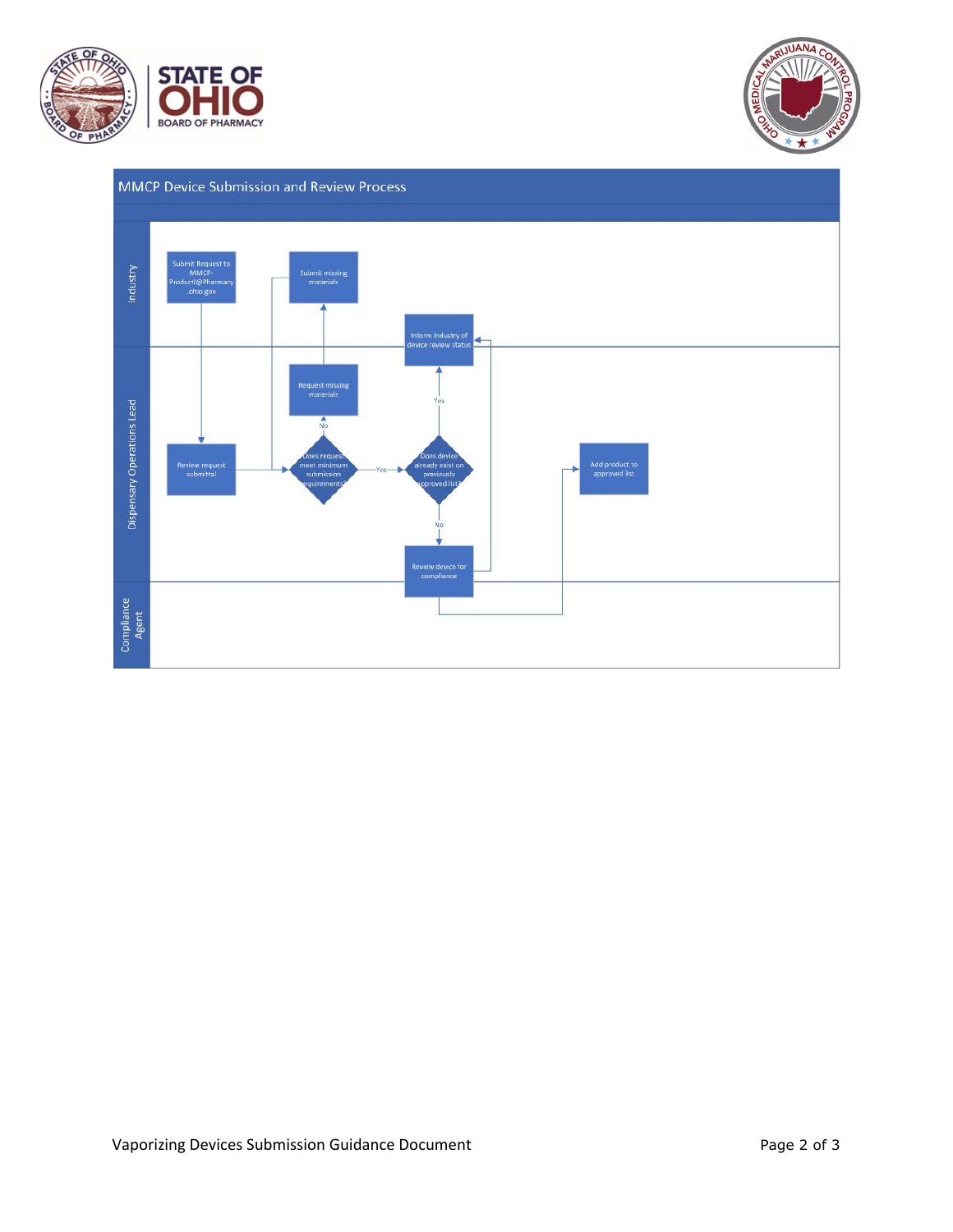# MMCP Device Submission and Review Process

**Industry**

- Submit Request to MMCP-Product@Pharmacy.ohio.gov
- Submit missing materials
- Inform Industry of device review status

**Dispensary Operations Lead**

- Review request submittal
- Does request meet minimum submission requirements?
  - No → Request missing materials
  - Yes → Does device already exist on previously approved list?
    - Yes → Inform Industry of device review status
    - No → Review device for compliance
- Add product to approved list

**Compliance Agent**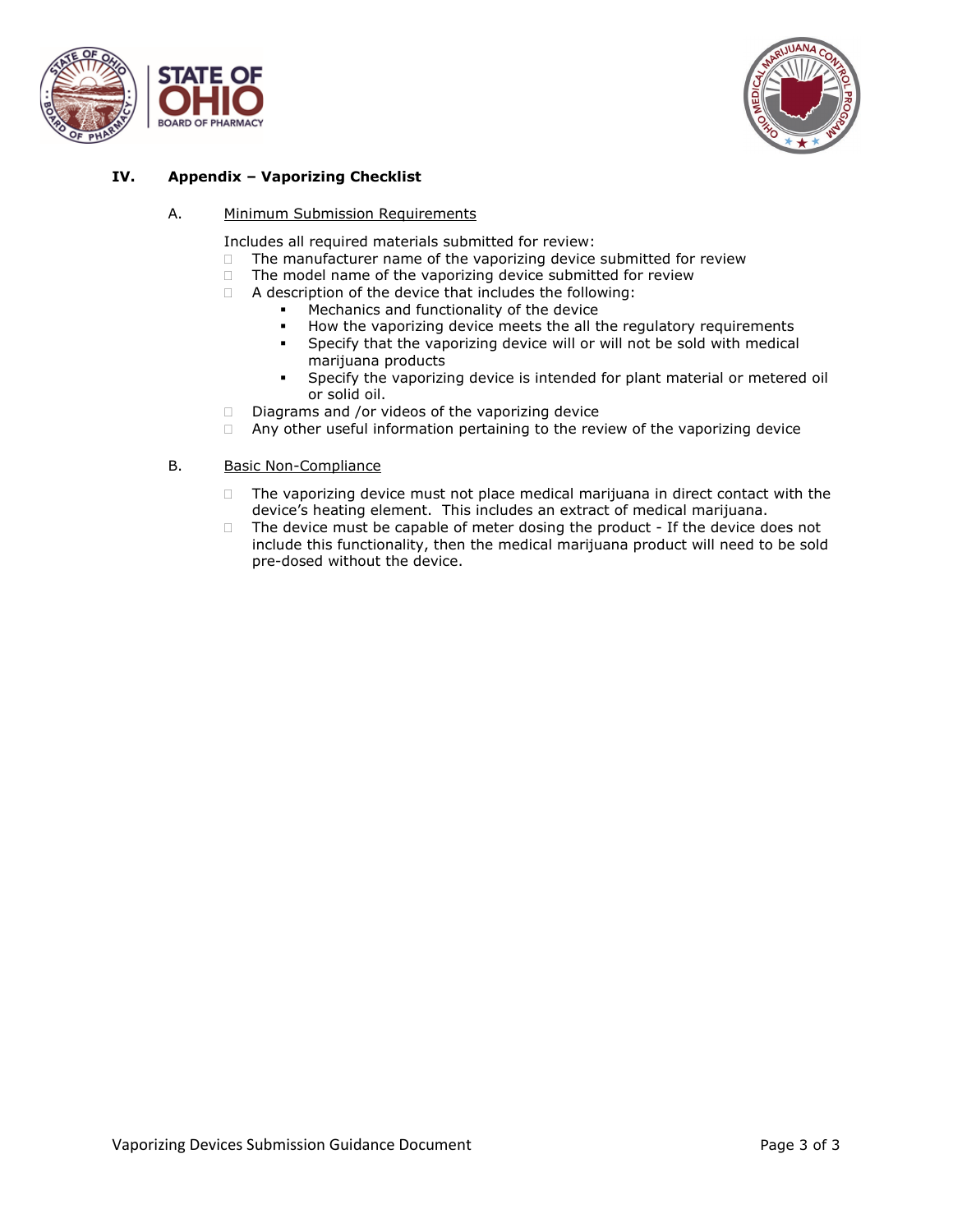## IV. Appendix – Vaporizing Checklist

### A. Minimum Submission Requirements

Includes all required materials submitted for review:

- The manufacturer name of the vaporizing device submitted for review
- The model name of the vaporizing device submitted for review
- A description of the device that includes the following:
  - Mechanics and functionality of the device
  - How the vaporizing device meets the all the regulatory requirements
  - Specify that the vaporizing device will or will not be sold with medical marijuana products
  - Specify the vaporizing device is intended for plant material or metered oil or solid oil.
- Diagrams and /or videos of the vaporizing device
- Any other useful information pertaining to the review of the vaporizing device

### B. Basic Non-Compliance

- The vaporizing device must not place medical marijuana in direct contact with the device's heating element. This includes an extract of medical marijuana.
- The device must be capable of meter dosing the product - If the device does not include this functionality, then the medical marijuana product will need to be sold pre-dosed without the device.